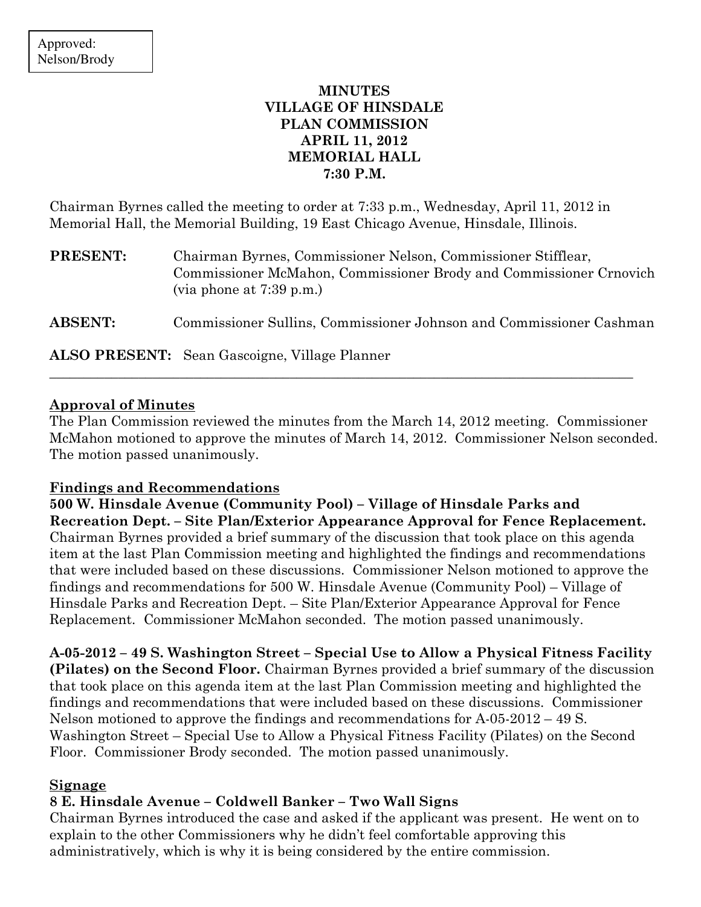Approved:
Nelson/Brody

# MINUTES
# VILLAGE OF HINSDALE
# PLAN COMMISSION
# APRIL 11, 2012
# MEMORIAL HALL
# 7:30 P.M.

Chairman Byrnes called the meeting to order at 7:33 p.m., Wednesday, April 11, 2012 in Memorial Hall, the Memorial Building, 19 East Chicago Avenue, Hinsdale, Illinois.

**PRESENT:** Chairman Byrnes, Commissioner Nelson, Commissioner Stifflear, Commissioner McMahon, Commissioner Brody and Commissioner Crnovich (via phone at 7:39 p.m.)

**ABSENT:** Commissioner Sullins, Commissioner Johnson and Commissioner Cashman

**ALSO PRESENT:** Sean Gascoigne, Village Planner

---

**Approval of Minutes**

The Plan Commission reviewed the minutes from the March 14, 2012 meeting. Commissioner McMahon motioned to approve the minutes of March 14, 2012. Commissioner Nelson seconded. The motion passed unanimously.

**Findings and Recommendations**

**500 W. Hinsdale Avenue (Community Pool) – Village of Hinsdale Parks and Recreation Dept. – Site Plan/Exterior Appearance Approval for Fence Replacement.** Chairman Byrnes provided a brief summary of the discussion that took place on this agenda item at the last Plan Commission meeting and highlighted the findings and recommendations that were included based on these discussions. Commissioner Nelson motioned to approve the findings and recommendations for 500 W. Hinsdale Avenue (Community Pool) – Village of Hinsdale Parks and Recreation Dept. – Site Plan/Exterior Appearance Approval for Fence Replacement. Commissioner McMahon seconded. The motion passed unanimously.

**A-05-2012 – 49 S. Washington Street – Special Use to Allow a Physical Fitness Facility (Pilates) on the Second Floor.** Chairman Byrnes provided a brief summary of the discussion that took place on this agenda item at the last Plan Commission meeting and highlighted the findings and recommendations that were included based on these discussions. Commissioner Nelson motioned to approve the findings and recommendations for A-05-2012 – 49 S. Washington Street – Special Use to Allow a Physical Fitness Facility (Pilates) on the Second Floor. Commissioner Brody seconded. The motion passed unanimously.

**Signage**

**8 E. Hinsdale Avenue – Coldwell Banker – Two Wall Signs**

Chairman Byrnes introduced the case and asked if the applicant was present. He went on to explain to the other Commissioners why he didn't feel comfortable approving this administratively, which is why it is being considered by the entire commission.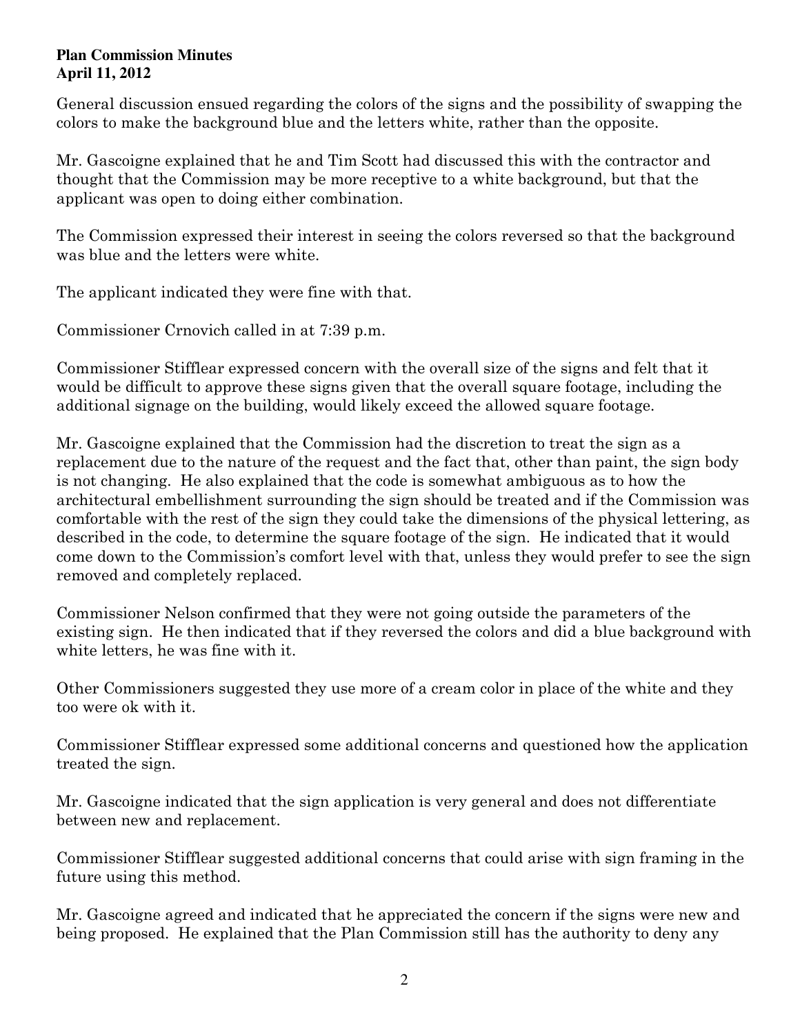General discussion ensued regarding the colors of the signs and the possibility of swapping the colors to make the background blue and the letters white, rather than the opposite.

Mr. Gascoigne explained that he and Tim Scott had discussed this with the contractor and thought that the Commission may be more receptive to a white background, but that the applicant was open to doing either combination.

The Commission expressed their interest in seeing the colors reversed so that the background was blue and the letters were white.

The applicant indicated they were fine with that.

Commissioner Crnovich called in at 7:39 p.m.

Commissioner Stifflear expressed concern with the overall size of the signs and felt that it would be difficult to approve these signs given that the overall square footage, including the additional signage on the building, would likely exceed the allowed square footage.

Mr. Gascoigne explained that the Commission had the discretion to treat the sign as a replacement due to the nature of the request and the fact that, other than paint, the sign body is not changing. He also explained that the code is somewhat ambiguous as to how the architectural embellishment surrounding the sign should be treated and if the Commission was comfortable with the rest of the sign they could take the dimensions of the physical lettering, as described in the code, to determine the square footage of the sign. He indicated that it would come down to the Commission's comfort level with that, unless they would prefer to see the sign removed and completely replaced.

Commissioner Nelson confirmed that they were not going outside the parameters of the existing sign. He then indicated that if they reversed the colors and did a blue background with white letters, he was fine with it.

Other Commissioners suggested they use more of a cream color in place of the white and they too were ok with it.

Commissioner Stifflear expressed some additional concerns and questioned how the application treated the sign.

Mr. Gascoigne indicated that the sign application is very general and does not differentiate between new and replacement.

Commissioner Stifflear suggested additional concerns that could arise with sign framing in the future using this method.

Mr. Gascoigne agreed and indicated that he appreciated the concern if the signs were new and being proposed. He explained that the Plan Commission still has the authority to deny any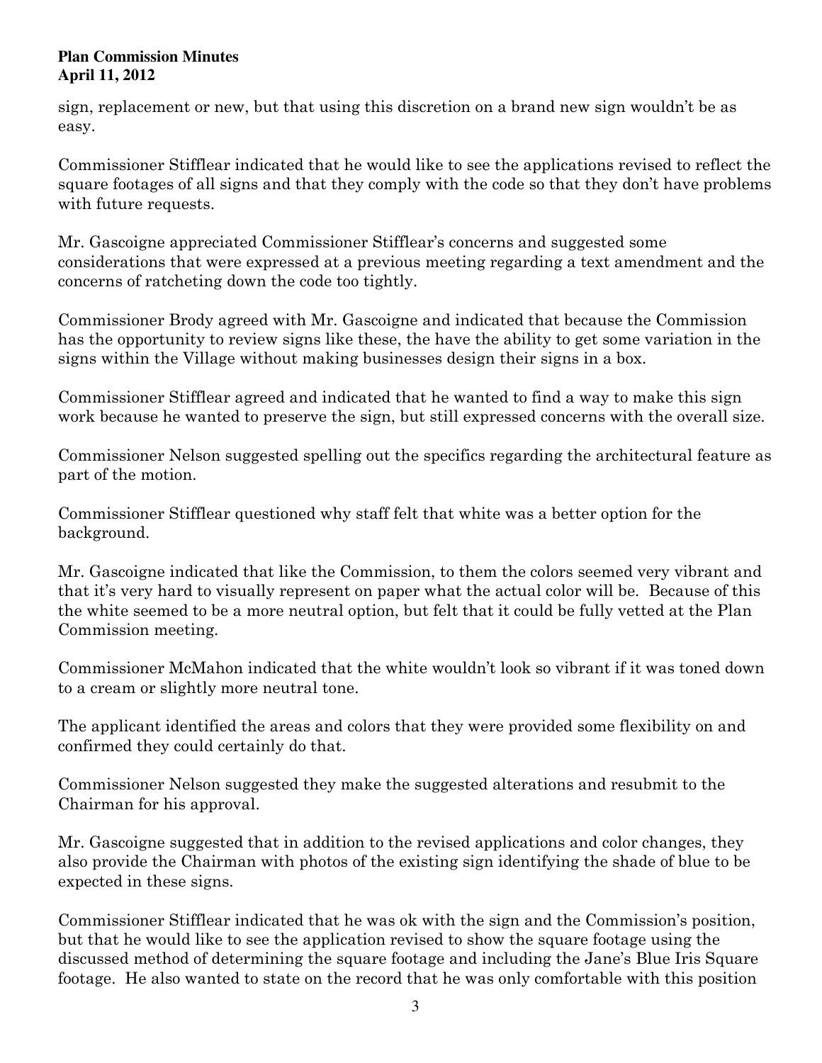sign, replacement or new, but that using this discretion on a brand new sign wouldn't be as easy.

Commissioner Stifflear indicated that he would like to see the applications revised to reflect the square footages of all signs and that they comply with the code so that they don't have problems with future requests.

Mr. Gascoigne appreciated Commissioner Stifflear's concerns and suggested some considerations that were expressed at a previous meeting regarding a text amendment and the concerns of ratcheting down the code too tightly.

Commissioner Brody agreed with Mr. Gascoigne and indicated that because the Commission has the opportunity to review signs like these, the have the ability to get some variation in the signs within the Village without making businesses design their signs in a box.

Commissioner Stifflear agreed and indicated that he wanted to find a way to make this sign work because he wanted to preserve the sign, but still expressed concerns with the overall size.

Commissioner Nelson suggested spelling out the specifics regarding the architectural feature as part of the motion.

Commissioner Stifflear questioned why staff felt that white was a better option for the background.

Mr. Gascoigne indicated that like the Commission, to them the colors seemed very vibrant and that it's very hard to visually represent on paper what the actual color will be. Because of this the white seemed to be a more neutral option, but felt that it could be fully vetted at the Plan Commission meeting.

Commissioner McMahon indicated that the white wouldn't look so vibrant if it was toned down to a cream or slightly more neutral tone.

The applicant identified the areas and colors that they were provided some flexibility on and confirmed they could certainly do that.

Commissioner Nelson suggested they make the suggested alterations and resubmit to the Chairman for his approval.

Mr. Gascoigne suggested that in addition to the revised applications and color changes, they also provide the Chairman with photos of the existing sign identifying the shade of blue to be expected in these signs.

Commissioner Stifflear indicated that he was ok with the sign and the Commission's position, but that he would like to see the application revised to show the square footage using the discussed method of determining the square footage and including the Jane's Blue Iris Square footage. He also wanted to state on the record that he was only comfortable with this position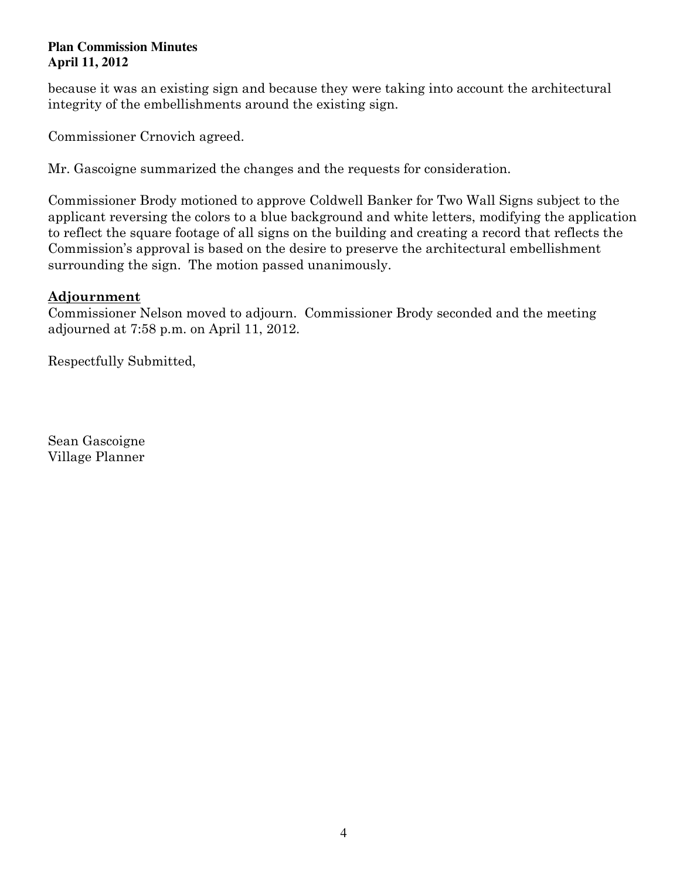because it was an existing sign and because they were taking into account the architectural integrity of the embellishments around the existing sign.

Commissioner Crnovich agreed.

Mr. Gascoigne summarized the changes and the requests for consideration.

Commissioner Brody motioned to approve Coldwell Banker for Two Wall Signs subject to the applicant reversing the colors to a blue background and white letters, modifying the application to reflect the square footage of all signs on the building and creating a record that reflects the Commission's approval is based on the desire to preserve the architectural embellishment surrounding the sign. The motion passed unanimously.

## Adjournment

Commissioner Nelson moved to adjourn. Commissioner Brody seconded and the meeting adjourned at 7:58 p.m. on April 11, 2012.

Respectfully Submitted,

Sean Gascoigne
Village Planner